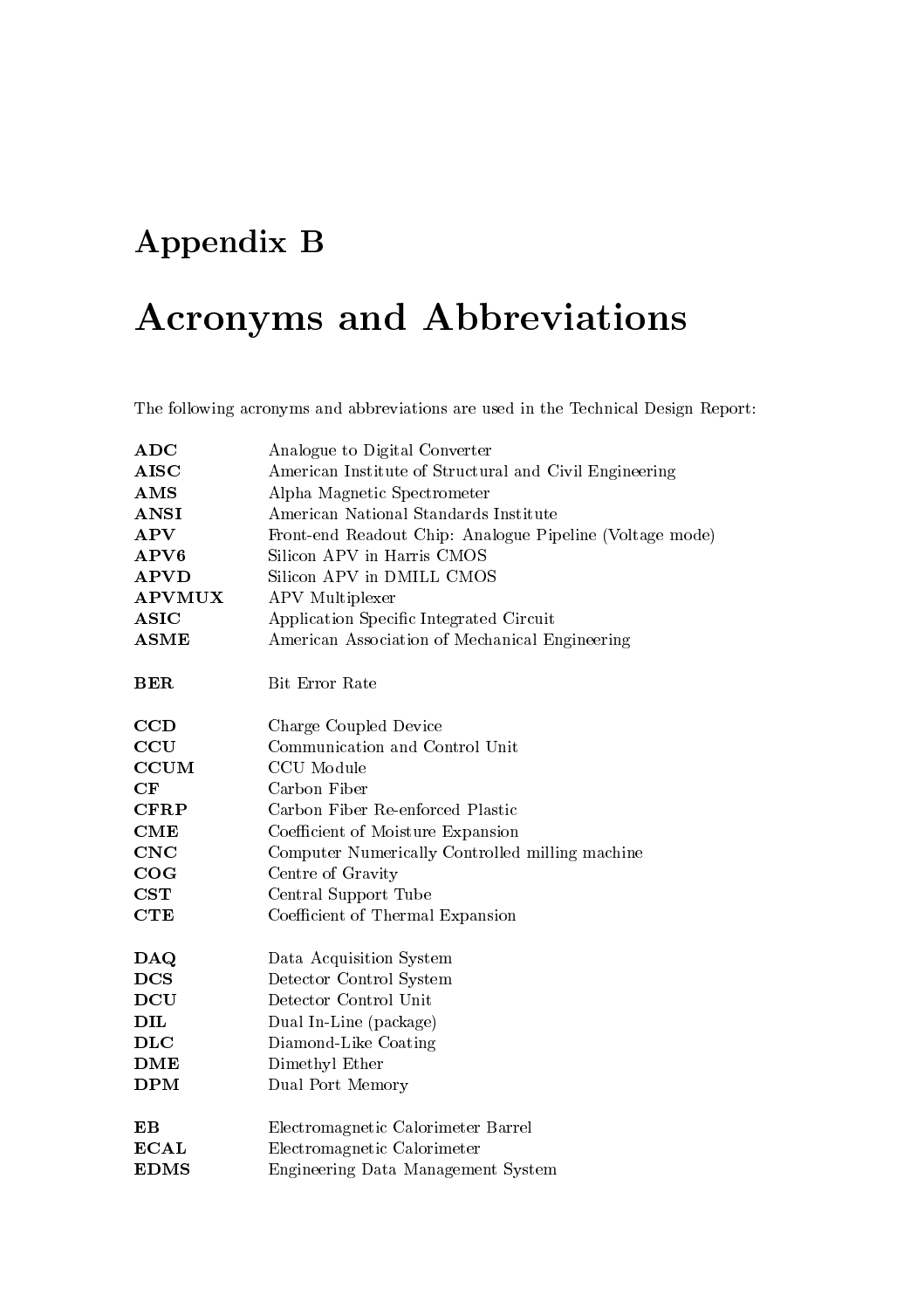# Appendix B

# Acronyms and Abbreviations

The following acronyms and abbreviations are used in the Technical Design Report:

| | |
|---|---|
| **ADC** | Analogue to Digital Converter |
| **AISC** | American Institute of Structural and Civil Engineering |
| **AMS** | Alpha Magnetic Spectrometer |
| **ANSI** | American National Standards Institute |
| **APV** | Front-end Readout Chip: Analogue Pipeline (Voltage mode) |
| **APV6** | Silicon APV in Harris CMOS |
| **APVD** | Silicon APV in DMILL CMOS |
| **APVMUX** | APV Multiplexer |
| **ASIC** | Application Specific Integrated Circuit |
| **ASME** | American Association of Mechanical Engineering |
| | |
| **BER** | Bit Error Rate |
| | |
| **CCD** | Charge Coupled Device |
| **CCU** | Communication and Control Unit |
| **CCUM** | CCU Module |
| **CF** | Carbon Fiber |
| **CFRP** | Carbon Fiber Re-enforced Plastic |
| **CME** | Coefficient of Moisture Expansion |
| **CNC** | Computer Numerically Controlled milling machine |
| **COG** | Centre of Gravity |
| **CST** | Central Support Tube |
| **CTE** | Coefficient of Thermal Expansion |
| | |
| **DAQ** | Data Acquisition System |
| **DCS** | Detector Control System |
| **DCU** | Detector Control Unit |
| **DIL** | Dual In-Line (package) |
| **DLC** | Diamond-Like Coating |
| **DME** | Dimethyl Ether |
| **DPM** | Dual Port Memory |
| | |
| **EB** | Electromagnetic Calorimeter Barrel |
| **ECAL** | Electromagnetic Calorimeter |
| **EDMS** | Engineering Data Management System |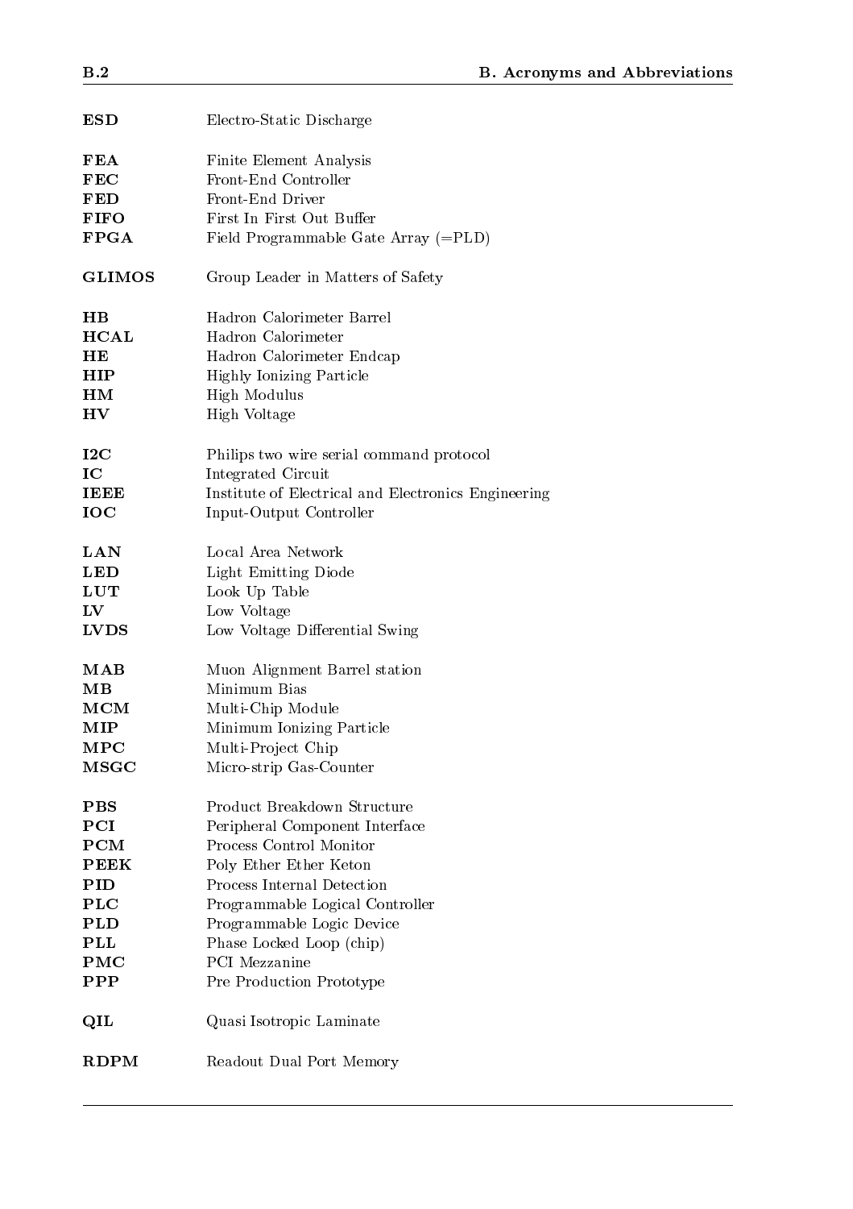| | |
|---|---|
| **ESD** | Electro-Static Discharge |
| **FEA** | Finite Element Analysis |
| **FEC** | Front-End Controller |
| **FED** | Front-End Driver |
| **FIFO** | First In First Out Buffer |
| **FPGA** | Field Programmable Gate Array (=PLD) |
| **GLIMOS** | Group Leader in Matters of Safety |
| **HB** | Hadron Calorimeter Barrel |
| **HCAL** | Hadron Calorimeter |
| **HE** | Hadron Calorimeter Endcap |
| **HIP** | Highly Ionizing Particle |
| **HM** | High Modulus |
| **HV** | High Voltage |
| **I2C** | Philips two wire serial command protocol |
| **IC** | Integrated Circuit |
| **IEEE** | Institute of Electrical and Electronics Engineering |
| **IOC** | Input-Output Controller |
| **LAN** | Local Area Network |
| **LED** | Light Emitting Diode |
| **LUT** | Look Up Table |
| **LV** | Low Voltage |
| **LVDS** | Low Voltage Differential Swing |
| **MAB** | Muon Alignment Barrel station |
| **MB** | Minimum Bias |
| **MCM** | Multi-Chip Module |
| **MIP** | Minimum Ionizing Particle |
| **MPC** | Multi-Project Chip |
| **MSGC** | Micro-strip Gas-Counter |
| **PBS** | Product Breakdown Structure |
| **PCI** | Peripheral Component Interface |
| **PCM** | Process Control Monitor |
| **PEEK** | Poly Ether Ether Keton |
| **PID** | Process Internal Detection |
| **PLC** | Programmable Logical Controller |
| **PLD** | Programmable Logic Device |
| **PLL** | Phase Locked Loop (chip) |
| **PMC** | PCI Mezzanine |
| **PPP** | Pre Production Prototype |
| **QIL** | Quasi Isotropic Laminate |
| **RDPM** | Readout Dual Port Memory |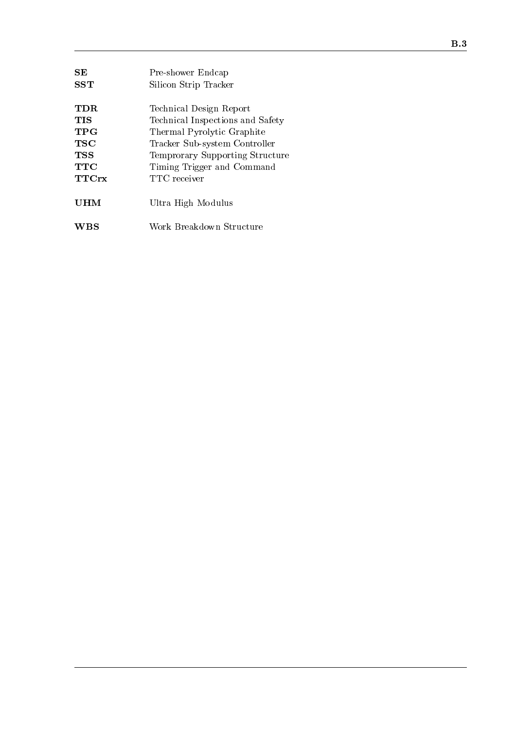| | |
|---|---|
| **SE** | Pre-shower Endcap |
| **SST** | Silicon Strip Tracker |
| | |
| **TDR** | Technical Design Report |
| **TIS** | Technical Inspections and Safety |
| **TPG** | Thermal Pyrolytic Graphite |
| **TSC** | Tracker Sub-system Controller |
| **TSS** | Temprorary Supporting Structure |
| **TTC** | Timing Trigger and Command |
| **TTCrx** | TTC receiver |
| | |
| **UHM** | Ultra High Modulus |
| | |
| **WBS** | Work Breakdown Structure |